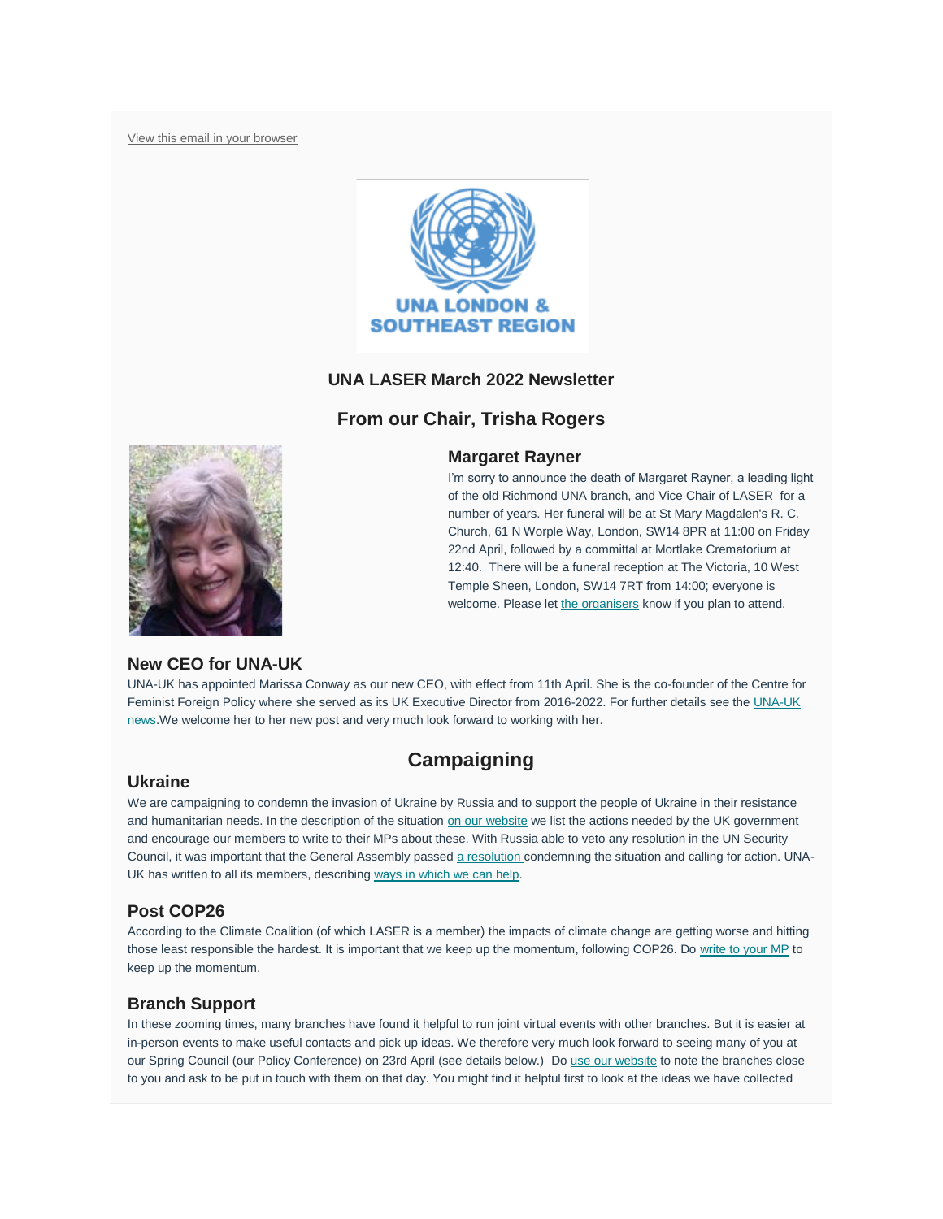View this email in your browser

UNA LONDON & SOUTHEAST REGION

## UNA LASER March 2022 Newsletter

## From our Chair, Trisha Rogers

### Margaret Rayner

I'm sorry to announce the death of Margaret Rayner, a leading light of the old Richmond UNA branch, and Vice Chair of LASER for a number of years. Her funeral will be at St Mary Magdalen's R. C. Church, 61 N Worple Way, London, SW14 8PR at 11:00 on Friday 22nd April, followed by a committal at Mortlake Crematorium at 12:40. There will be a funeral reception at The Victoria, 10 West Temple Sheen, London, SW14 7RT from 14:00; everyone is welcome. Please let the organisers know if you plan to attend.

### New CEO for UNA-UK

UNA-UK has appointed Marissa Conway as our new CEO, with effect from 11th April. She is the co-founder of the Centre for Feminist Foreign Policy where she served as its UK Executive Director from 2016-2022. For further details see the UNA-UK news.We welcome her to her new post and very much look forward to working with her.

## Campaigning

### Ukraine

We are campaigning to condemn the invasion of Ukraine by Russia and to support the people of Ukraine in their resistance and humanitarian needs. In the description of the situation on our website we list the actions needed by the UK government and encourage our members to write to their MPs about these. With Russia able to veto any resolution in the UN Security Council, it was important that the General Assembly passed a resolution condemning the situation and calling for action. UNA-UK has written to all its members, describing ways in which we can help.

### Post COP26

According to the Climate Coalition (of which LASER is a member) the impacts of climate change are getting worse and hitting those least responsible the hardest. It is important that we keep up the momentum, following COP26. Do write to your MP to keep up the momentum.

### Branch Support

In these zooming times, many branches have found it helpful to run joint virtual events with other branches. But it is easier at in-person events to make useful contacts and pick up ideas. We therefore very much look forward to seeing many of you at our Spring Council (our Policy Conference) on 23rd April (see details below.) Do use our website to note the branches close to you and ask to be put in touch with them on that day. You might find it helpful first to look at the ideas we have collected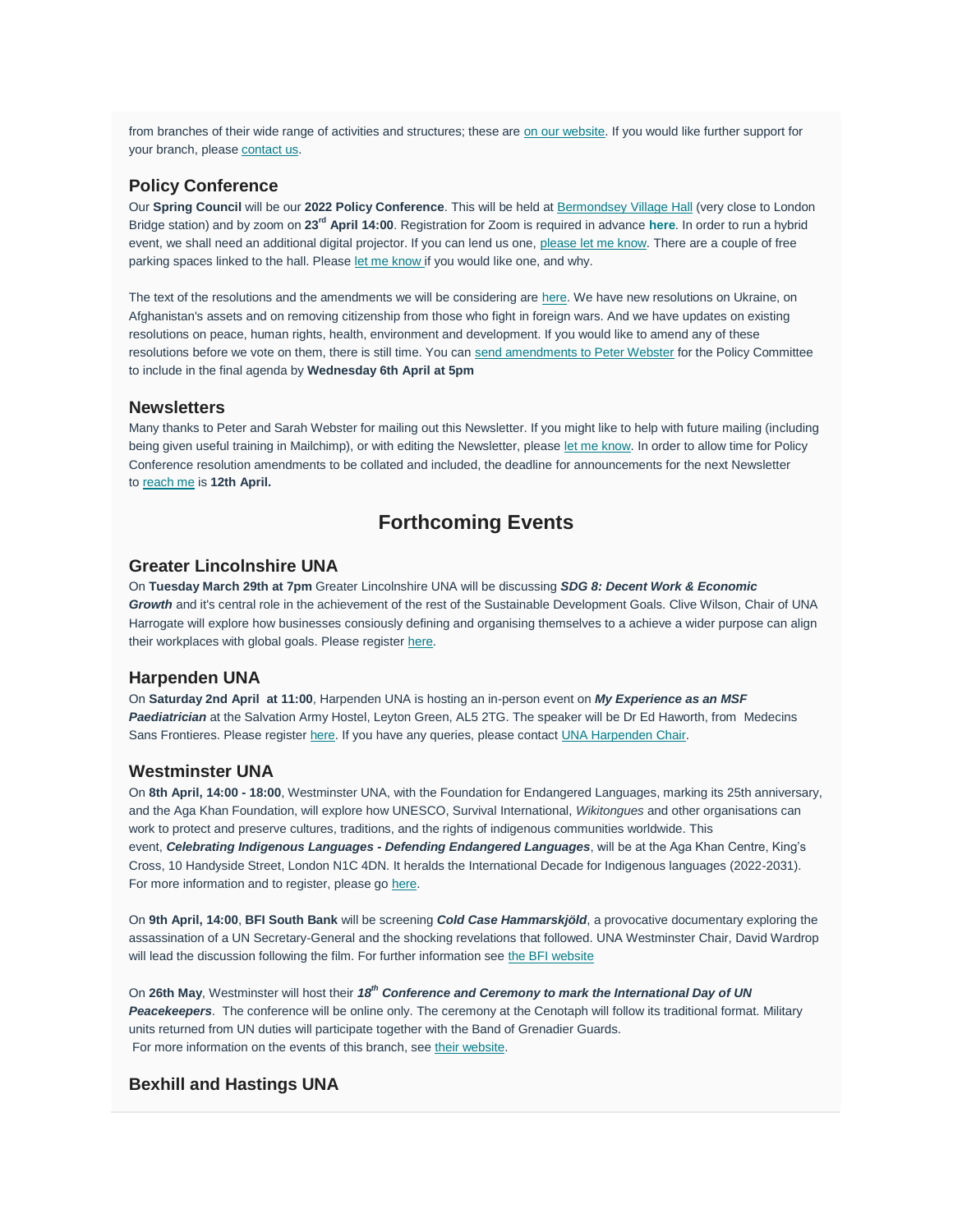from branches of their wide range of activities and structures; these are on our website. If you would like further support for your branch, please contact us.

### Policy Conference

Our **Spring Council** will be our **2022 Policy Conference**. This will be held at Bermondsey Village Hall (very close to London Bridge station) and by zoom on **23rd April 14:00**. Registration for Zoom is required in advance **here**. In order to run a hybrid event, we shall need an additional digital projector. If you can lend us one, please let me know. There are a couple of free parking spaces linked to the hall. Please let me know if you would like one, and why.

The text of the resolutions and the amendments we will be considering are here. We have new resolutions on Ukraine, on Afghanistan's assets and on removing citizenship from those who fight in foreign wars. And we have updates on existing resolutions on peace, human rights, health, environment and development. If you would like to amend any of these resolutions before we vote on them, there is still time. You can send amendments to Peter Webster for the Policy Committee to include in the final agenda by **Wednesday 6th April at 5pm**

### Newsletters

Many thanks to Peter and Sarah Webster for mailing out this Newsletter. If you might like to help with future mailing (including being given useful training in Mailchimp), or with editing the Newsletter, please let me know. In order to allow time for Policy Conference resolution amendments to be collated and included, the deadline for announcements for the next Newsletter to reach me is **12th April.**

## Forthcoming Events

### Greater Lincolnshire UNA

On **Tuesday March 29th at 7pm** Greater Lincolnshire UNA will be discussing ***SDG 8: Decent Work & Economic Growth*** and it's central role in the achievement of the rest of the Sustainable Development Goals. Clive Wilson, Chair of UNA Harrogate will explore how businesses consiously defining and organising themselves to a achieve a wider purpose can align their workplaces with global goals. Please register here.

### Harpenden UNA

On **Saturday 2nd April at 11:00**, Harpenden UNA is hosting an in-person event on ***My Experience as an MSF Paediatrician*** at the Salvation Army Hostel, Leyton Green, AL5 2TG. The speaker will be Dr Ed Haworth, from Medecins Sans Frontieres. Please register here. If you have any queries, please contact UNA Harpenden Chair.

### Westminster UNA

On **8th April, 14:00 - 18:00**, Westminster UNA, with the Foundation for Endangered Languages, marking its 25th anniversary, and the Aga Khan Foundation, will explore how UNESCO, Survival International, *Wikitongues* and other organisations can work to protect and preserve cultures, traditions, and the rights of indigenous communities worldwide. This event, ***Celebrating Indigenous Languages - Defending Endangered Languages***, will be at the Aga Khan Centre, King's Cross, 10 Handyside Street, London N1C 4DN. It heralds the International Decade for Indigenous languages (2022-2031). For more information and to register, please go here.

On **9th April, 14:00**, **BFI South Bank** will be screening ***Cold Case Hammarskjöld***, a provocative documentary exploring the assassination of a UN Secretary-General and the shocking revelations that followed. UNA Westminster Chair, David Wardrop will lead the discussion following the film. For further information see the BFI website

On **26th May**, Westminster will host their ***18th Conference and Ceremony to mark the International Day of UN Peacekeepers***. The conference will be online only. The ceremony at the Cenotaph will follow its traditional format. Military units returned from UN duties will participate together with the Band of Grenadier Guards.
For more information on the events of this branch, see their website.

### Bexhill and Hastings UNA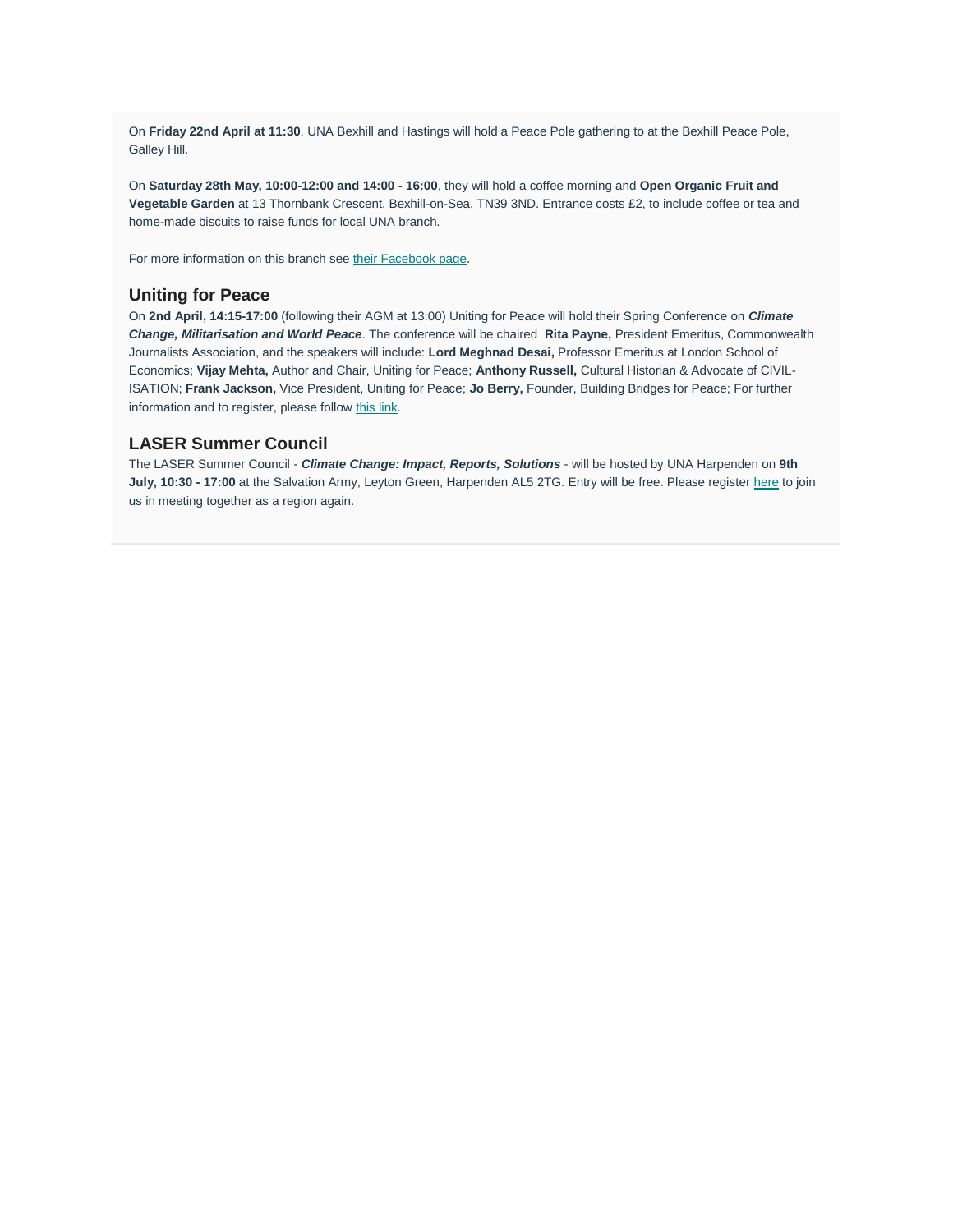On **Friday 22nd April at 11:30**, UNA Bexhill and Hastings will hold a Peace Pole gathering to at the Bexhill Peace Pole, Galley Hill.

On **Saturday 28th May, 10:00-12:00 and 14:00 - 16:00**, they will hold a coffee morning and **Open Organic Fruit and Vegetable Garden** at 13 Thornbank Crescent, Bexhill-on-Sea, TN39 3ND. Entrance costs £2, to include coffee or tea and home-made biscuits to raise funds for local UNA branch.

For more information on this branch see their Facebook page.

## Uniting for Peace

On **2nd April, 14:15-17:00** (following their AGM at 13:00) Uniting for Peace will hold their Spring Conference on ***Climate Change, Militarisation and World Peace***. The conference will be chaired **Rita Payne,** President Emeritus, Commonwealth Journalists Association, and the speakers will include: **Lord Meghnad Desai,** Professor Emeritus at London School of Economics; **Vijay Mehta,** Author and Chair, Uniting for Peace; **Anthony Russell,** Cultural Historian & Advocate of CIVIL-ISATION; **Frank Jackson,** Vice President, Uniting for Peace; **Jo Berry,** Founder, Building Bridges for Peace; For further information and to register, please follow this link.

## LASER Summer Council

The LASER Summer Council - ***Climate Change: Impact, Reports, Solutions*** - will be hosted by UNA Harpenden on **9th July, 10:30 - 17:00** at the Salvation Army, Leyton Green, Harpenden AL5 2TG. Entry will be free. Please register here to join us in meeting together as a region again.